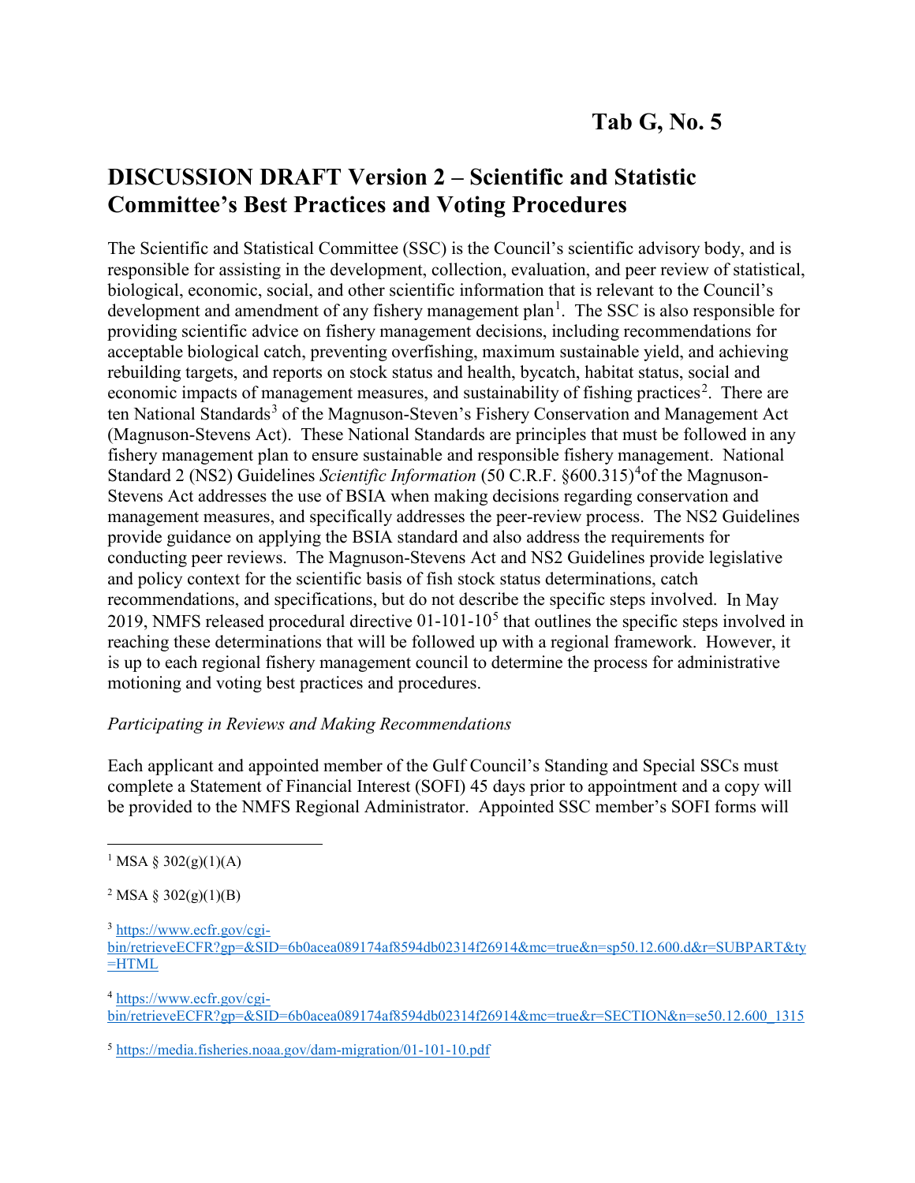Tab G, No. 5

# DISCUSSION DRAFT Version 2 – Scientific and Statistic Committee's Best Practices and Voting Procedures

The Scientific and Statistical Committee (SSC) is the Council's scientific advisory body, and is responsible for assisting in the development, collection, evaluation, and peer review of statistical, biological, economic, social, and other scientific information that is relevant to the Council's development and amendment of any fishery management plan[1]. The SSC is also responsible for providing scientific advice on fishery management decisions, including recommendations for acceptable biological catch, preventing overfishing, maximum sustainable yield, and achieving rebuilding targets, and reports on stock status and health, bycatch, habitat status, social and economic impacts of management measures, and sustainability of fishing practices[2]. There are ten National Standards[3] of the Magnuson-Steven's Fishery Conservation and Management Act (Magnuson-Stevens Act). These National Standards are principles that must be followed in any fishery management plan to ensure sustainable and responsible fishery management. National Standard 2 (NS2) Guidelines *Scientific Information* (50 C.R.F. §600.315)[4]of the Magnuson-Stevens Act addresses the use of BSIA when making decisions regarding conservation and management measures, and specifically addresses the peer-review process. The NS2 Guidelines provide guidance on applying the BSIA standard and also address the requirements for conducting peer reviews. The Magnuson-Stevens Act and NS2 Guidelines provide legislative and policy context for the scientific basis of fish stock status determinations, catch recommendations, and specifications, but do not describe the specific steps involved. In May 2019, NMFS released procedural directive 01-101-10[5] that outlines the specific steps involved in reaching these determinations that will be followed up with a regional framework. However, it is up to each regional fishery management council to determine the process for administrative motioning and voting best practices and procedures.

*Participating in Reviews and Making Recommendations*

Each applicant and appointed member of the Gulf Council's Standing and Special SSCs must complete a Statement of Financial Interest (SOFI) 45 days prior to appointment and a copy will be provided to the NMFS Regional Administrator. Appointed SSC member's SOFI forms will

---

[1] MSA § 302(g)(1)(A)

[2] MSA § 302(g)(1)(B)

[3] https://www.ecfr.gov/cgi-bin/retrieveECFR?gp=&SID=6b0acea089174af8594db02314f26914&mc=true&n=sp50.12.600.d&r=SUBPART&ty=HTML

[4] https://www.ecfr.gov/cgi-bin/retrieveECFR?gp=&SID=6b0acea089174af8594db02314f26914&mc=true&r=SECTION&n=se50.12.600_1315

[5] https://media.fisheries.noaa.gov/dam-migration/01-101-10.pdf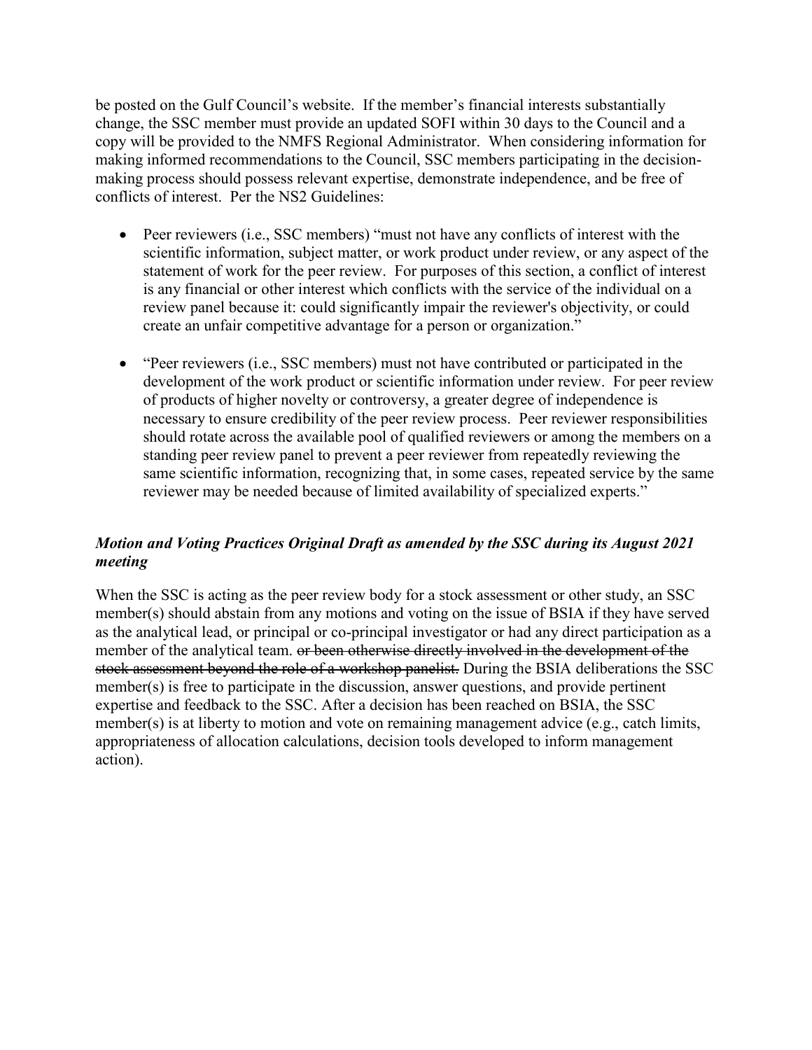be posted on the Gulf Council's website. If the member's financial interests substantially change, the SSC member must provide an updated SOFI within 30 days to the Council and a copy will be provided to the NMFS Regional Administrator. When considering information for making informed recommendations to the Council, SSC members participating in the decision-making process should possess relevant expertise, demonstrate independence, and be free of conflicts of interest. Per the NS2 Guidelines:

- Peer reviewers (i.e., SSC members) "must not have any conflicts of interest with the scientific information, subject matter, or work product under review, or any aspect of the statement of work for the peer review. For purposes of this section, a conflict of interest is any financial or other interest which conflicts with the service of the individual on a review panel because it: could significantly impair the reviewer's objectivity, or could create an unfair competitive advantage for a person or organization."
- "Peer reviewers (i.e., SSC members) must not have contributed or participated in the development of the work product or scientific information under review. For peer review of products of higher novelty or controversy, a greater degree of independence is necessary to ensure credibility of the peer review process. Peer reviewer responsibilities should rotate across the available pool of qualified reviewers or among the members on a standing peer review panel to prevent a peer reviewer from repeatedly reviewing the same scientific information, recognizing that, in some cases, repeated service by the same reviewer may be needed because of limited availability of specialized experts."

### ***Motion and Voting Practices Original Draft as amended by the SSC during its August 2021 meeting***

When the SSC is acting as the peer review body for a stock assessment or other study, an SSC member(s) should abstain from any motions and voting on the issue of BSIA if they have served as the analytical lead, or principal or co-principal investigator or had any direct participation as a member of the analytical team. ~~or been otherwise directly involved in the development of the stock assessment beyond the role of a workshop panelist.~~ During the BSIA deliberations the SSC member(s) is free to participate in the discussion, answer questions, and provide pertinent expertise and feedback to the SSC. After a decision has been reached on BSIA, the SSC member(s) is at liberty to motion and vote on remaining management advice (e.g., catch limits, appropriateness of allocation calculations, decision tools developed to inform management action).